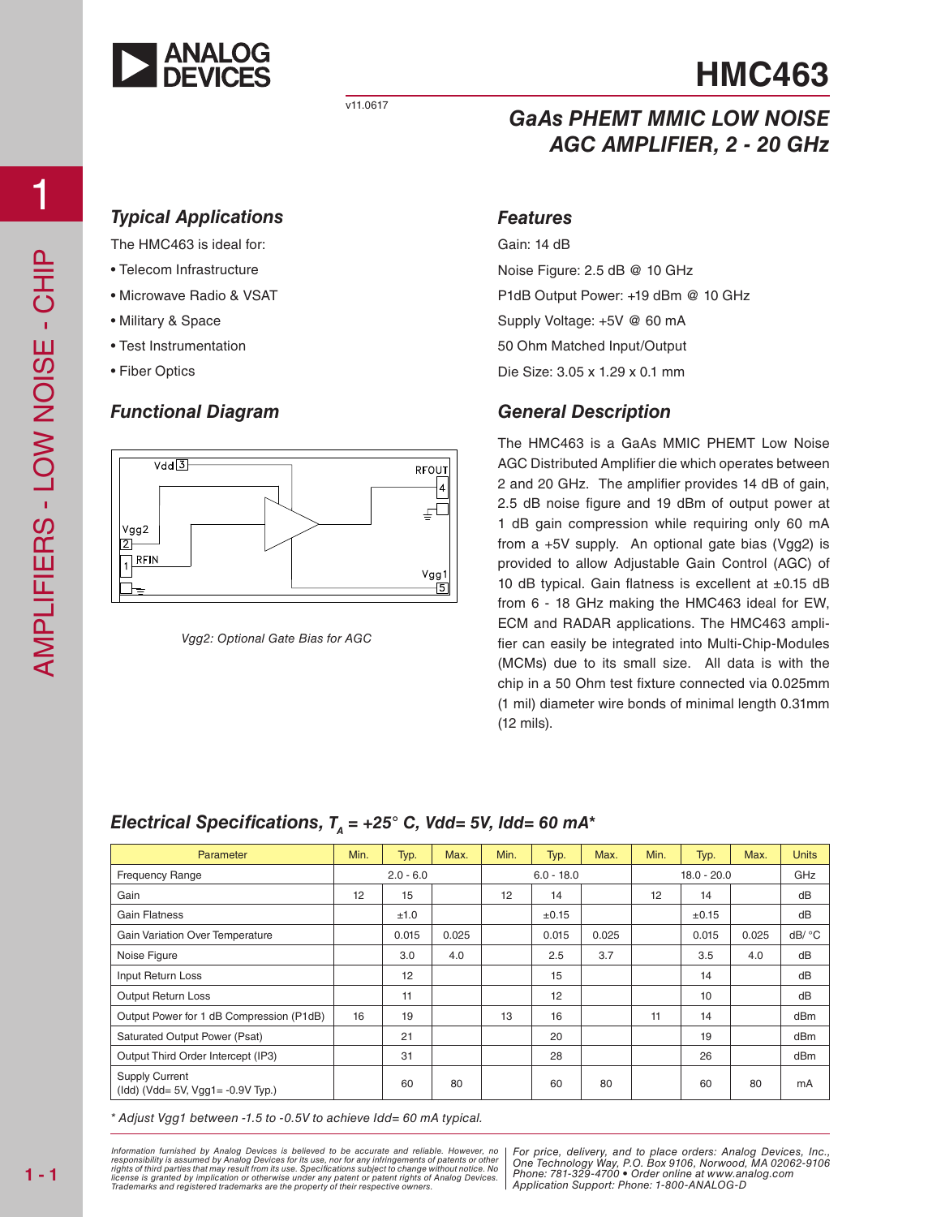# HMC463

v11.0617

## GaAs PHEMT MMIC LOW NOISE AGC AMPLIFIER, 2 - 20 GHz

### Typical Applications

The HMC463 is ideal for:

- Telecom Infrastructure
- Microwave Radio & VSAT
- Military & Space
- Test Instrumentation
- Fiber Optics

### Features

Gain: 14 dB

Noise Figure: 2.5 dB @ 10 GHz

P1dB Output Power: +19 dBm @ 10 GHz

Supply Voltage: +5V @ 60 mA

50 Ohm Matched Input/Output

Die Size: 3.05 x 1.29 x 0.1 mm

### Functional Diagram

Vdd 3, RFOUT 4, Vgg2 2, RFIN 1, Vgg1 5

*Vgg2: Optional Gate Bias for AGC*

### General Description

The HMC463 is a GaAs MMIC PHEMT Low Noise AGC Distributed Amplifier die which operates between 2 and 20 GHz. The amplifier provides 14 dB of gain, 2.5 dB noise figure and 19 dBm of output power at 1 dB gain compression while requiring only 60 mA from a +5V supply. An optional gate bias (Vgg2) is provided to allow Adjustable Gain Control (AGC) of 10 dB typical. Gain flatness is excellent at ±0.15 dB from 6 - 18 GHz making the HMC463 ideal for EW, ECM and RADAR applications. The HMC463 amplifier can easily be integrated into Multi-Chip-Modules (MCMs) due to its small size. All data is with the chip in a 50 Ohm test fixture connected via 0.025mm (1 mil) diameter wire bonds of minimal length 0.31mm (12 mils).

### Electrical Specifications, $T_A$ = +25° C, Vdd= 5V, Idd= 60 mA*

| Parameter | Min. | Typ. | Max. | Min. | Typ. | Max. | Min. | Typ. | Max. | Units |
|---|---|---|---|---|---|---|---|---|---|---|
| Frequency Range | | 2.0 - 6.0 | | | 6.0 - 18.0 | | | 18.0 - 20.0 | | GHz |
| Gain | 12 | 15 | | 12 | 14 | | 12 | 14 | | dB |
| Gain Flatness | | ±1.0 | | | ±0.15 | | | ±0.15 | | dB |
| Gain Variation Over Temperature | | 0.015 | 0.025 | | 0.015 | 0.025 | | 0.015 | 0.025 | dB/ °C |
| Noise Figure | | 3.0 | 4.0 | | 2.5 | 3.7 | | 3.5 | 4.0 | dB |
| Input Return Loss | | 12 | | | 15 | | | 14 | | dB |
| Output Return Loss | | 11 | | | 12 | | | 10 | | dB |
| Output Power for 1 dB Compression (P1dB) | 16 | 19 | | 13 | 16 | | 11 | 14 | | dBm |
| Saturated Output Power (Psat) | | 21 | | | 20 | | | 19 | | dBm |
| Output Third Order Intercept (IP3) | | 31 | | | 28 | | | 26 | | dBm |
| Supply Current (Idd) (Vdd= 5V, Vgg1= -0.9V Typ.) | | 60 | 80 | | 60 | 80 | | 60 | 80 | mA |

*\* Adjust Vgg1 between -1.5 to -0.5V to achieve Idd= 60 mA typical.*

*Information furnished by Analog Devices is believed to be accurate and reliable. However, no responsibility is assumed by Analog Devices for its use, nor for any infringements of patents or other rights of third parties that may result from its use. Specifications subject to change without notice. No license is granted by implication or otherwise under any patent or patent rights of Analog Devices. Trademarks and registered trademarks are the property of their respective owners.*

*For price, delivery, and to place orders: Analog Devices, Inc., One Technology Way, P.O. Box 9106, Norwood, MA 02062-9106 Phone: 781-329-4700 • Order online at www.analog.com Application Support: Phone: 1-800-ANALOG-D*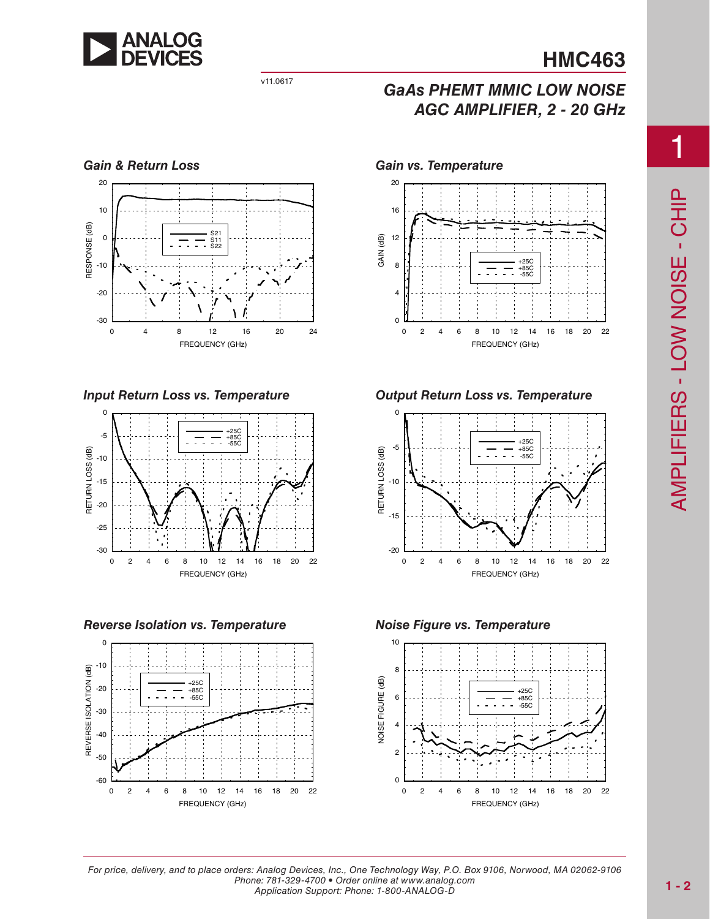## Gain & Return Loss

## Gain vs. Temperature

## Input Return Loss vs. Temperature

## Output Return Loss vs. Temperature

## Reverse Isolation vs. Temperature

## Noise Figure vs. Temperature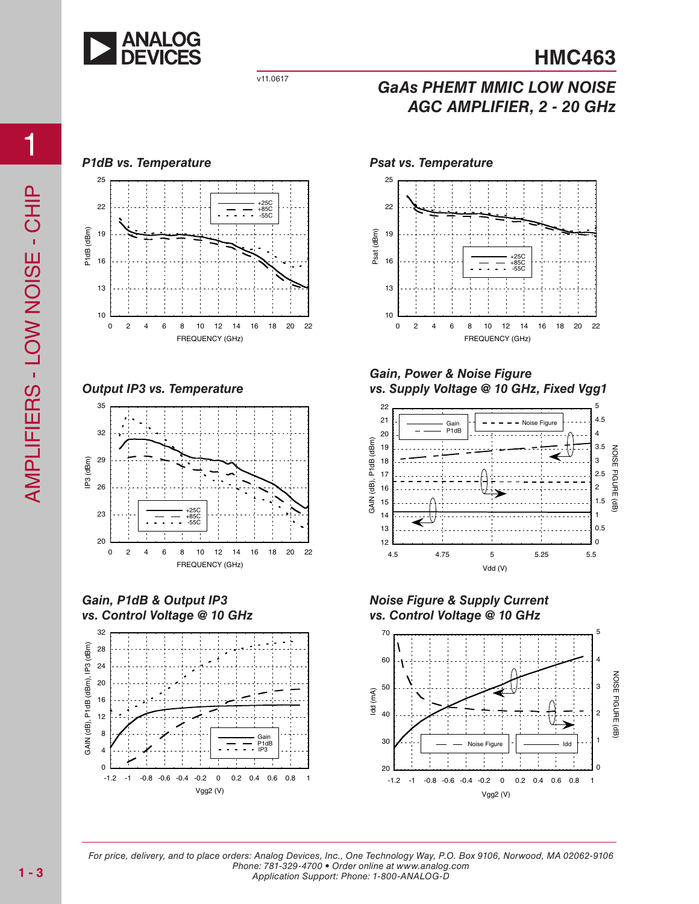## P1dB vs. Temperature

## Psat vs. Temperature

## Output IP3 vs. Temperature

## Gain, Power & Noise Figure vs. Supply Voltage @ 10 GHz, Fixed Vgg1

## Gain, P1dB & Output IP3 vs. Control Voltage @ 10 GHz

## Noise Figure & Supply Current vs. Control Voltage @ 10 GHz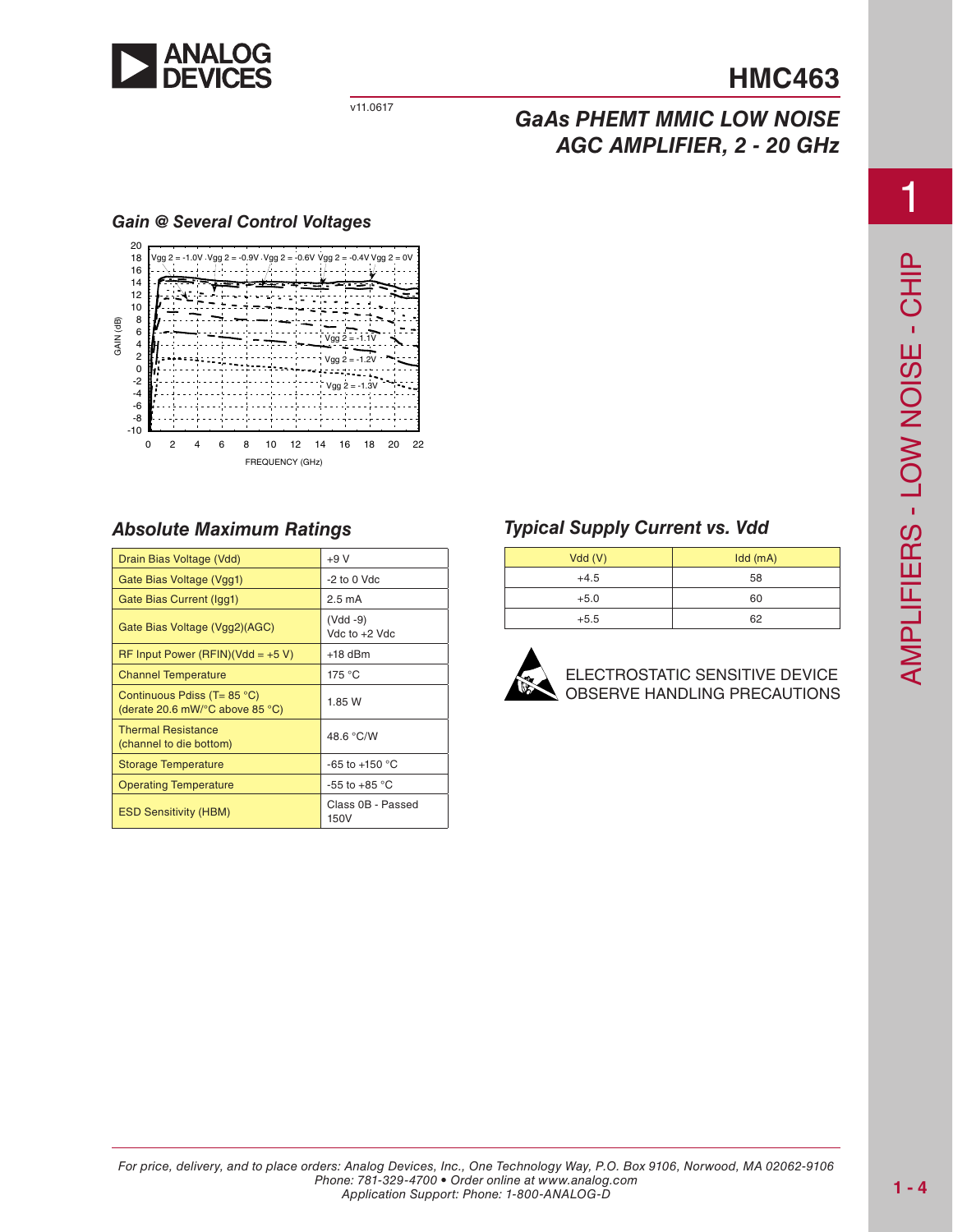## Gain @ Several Control Voltages

## Absolute Maximum Ratings

| Drain Bias Voltage (Vdd) | +9 V |
|---|---|
| Gate Bias Voltage (Vgg1) | -2 to 0 Vdc |
| Gate Bias Current (Igg1) | 2.5 mA |
| Gate Bias Voltage (Vgg2)(AGC) | (Vdd -9) Vdc to +2 Vdc |
| RF Input Power (RFIN)(Vdd = +5 V) | +18 dBm |
| Channel Temperature | 175 °C |
| Continuous Pdiss (T= 85 °C) (derate 20.6 mW/°C above 85 °C) | 1.85 W |
| Thermal Resistance (channel to die bottom) | 48.6 °C/W |
| Storage Temperature | -65 to +150 °C |
| Operating Temperature | -55 to +85 °C |
| ESD Sensitivity (HBM) | Class 0B - Passed 150V |

## Typical Supply Current vs. Vdd

| Vdd (V) | Idd (mA) |
|---|---|
| +4.5 | 58 |
| +5.0 | 60 |
| +5.5 | 62 |

ELECTROSTATIC SENSITIVE DEVICE
OBSERVE HANDLING PRECAUTIONS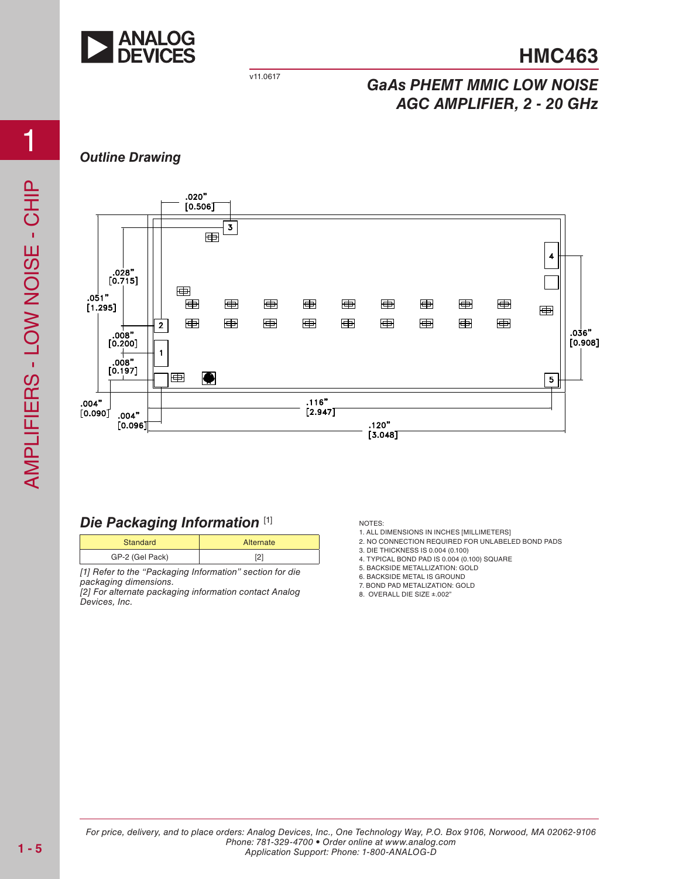## Outline Drawing

.020" [0.506]

.028" [0.715]

.051" [1.295]

.008" [0.200]

.008" [0.197]

.004" [0.090]

.004" [0.096]

.116" [2.947]

.120" [3.048]

.036" [0.908]

## Die Packaging Information [1]

| Standard | Alternate |
|---|---|
| GP-2 (Gel Pack) | [2] |

*[1] Refer to the "Packaging Information" section for die packaging dimensions.*
*[2] For alternate packaging information contact Analog Devices, Inc.*

NOTES:
1. ALL DIMENSIONS IN INCHES [MILLIMETERS]
2. NO CONNECTION REQUIRED FOR UNLABELED BOND PADS
3. DIE THICKNESS IS 0.004 (0.100)
4. TYPICAL BOND PAD IS 0.004 (0.100) SQUARE
5. BACKSIDE METALLIZATION: GOLD
6. BACKSIDE METAL IS GROUND
7. BOND PAD METALIZATION: GOLD
8. OVERALL DIE SIZE ±.002"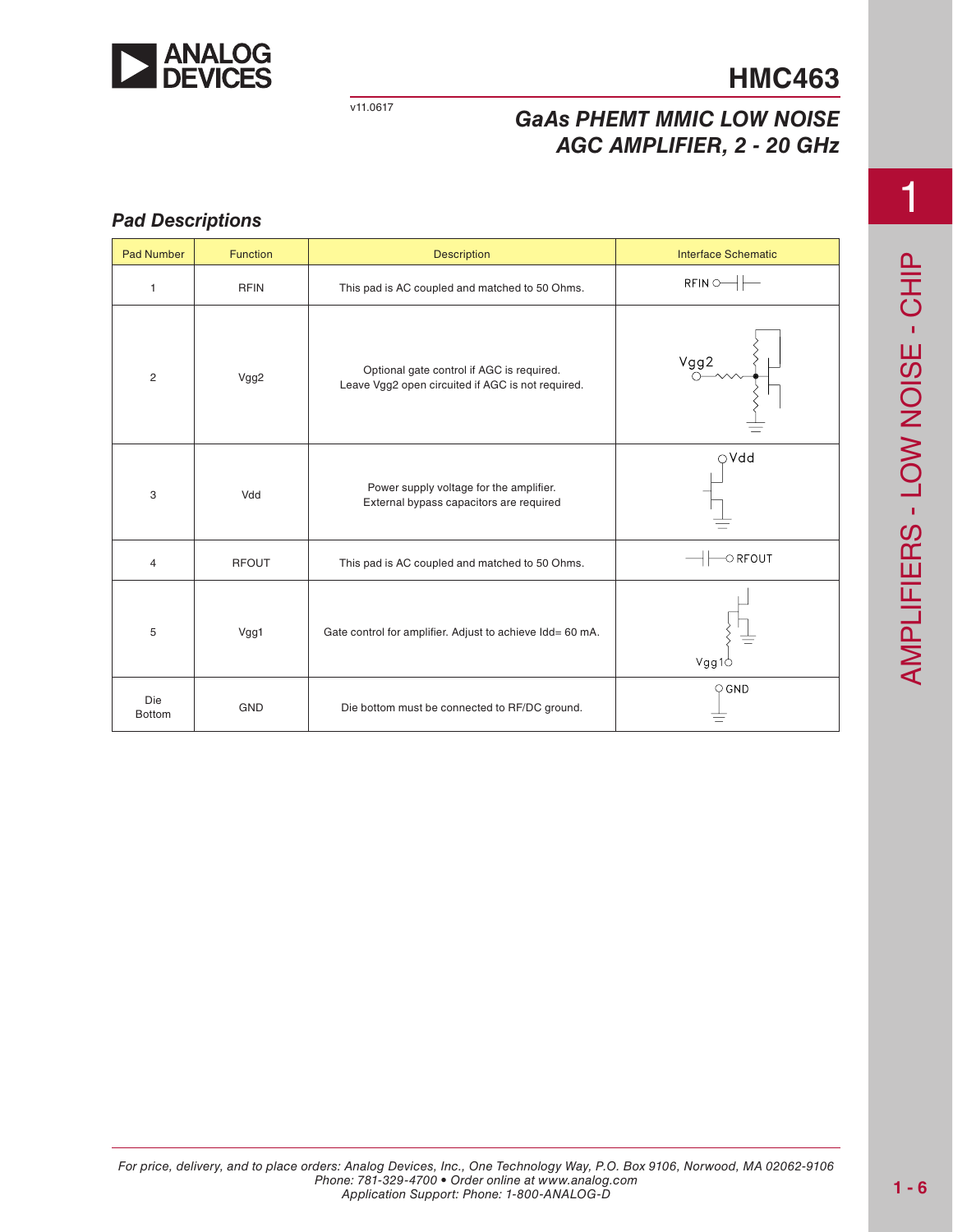## Pad Descriptions

| Pad Number | Function | Description | Interface Schematic |
|---|---|---|---|
| 1 | RFIN | This pad is AC coupled and matched to 50 Ohms. | |
| 2 | Vgg2 | Optional gate control if AGC is required. Leave Vgg2 open circuited if AGC is not required. | |
| 3 | Vdd | Power supply voltage for the amplifier. External bypass capacitors are required | |
| 4 | RFOUT | This pad is AC coupled and matched to 50 Ohms. | |
| 5 | Vgg1 | Gate control for amplifier. Adjust to achieve Idd= 60 mA. | |
| Die Bottom | GND | Die bottom must be connected to RF/DC ground. | |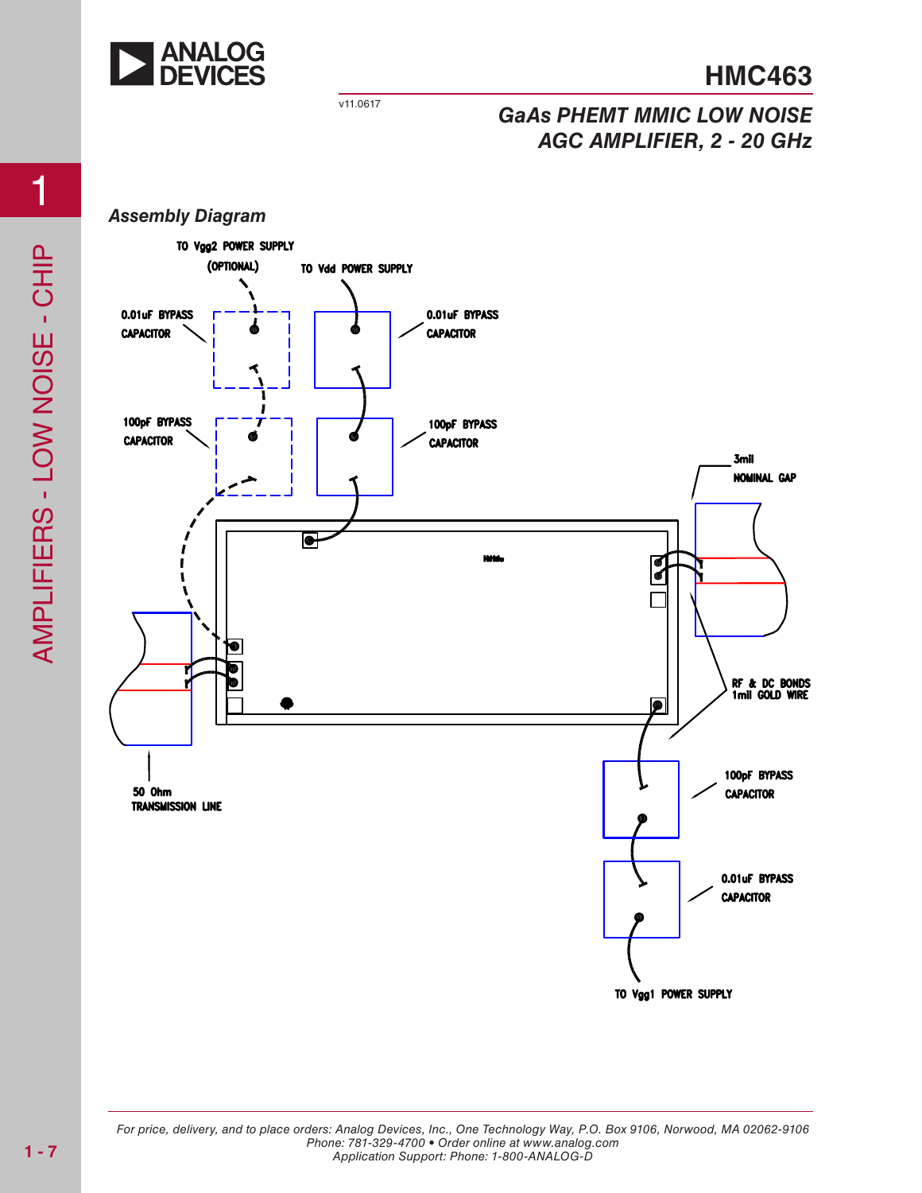## Assembly Diagram

TO Vgg2 POWER SUPPLY (OPTIONAL)

TO Vdd POWER SUPPLY

0.01uF BYPASS CAPACITOR

0.01uF BYPASS CAPACITOR

100pF BYPASS CAPACITOR

100pF BYPASS CAPACITOR

3mil NOMINAL GAP

RF & DC BONDS 1mil GOLD WIRE

50 Ohm TRANSMISSION LINE

100pF BYPASS CAPACITOR

0.01uF BYPASS CAPACITOR

TO Vgg1 POWER SUPPLY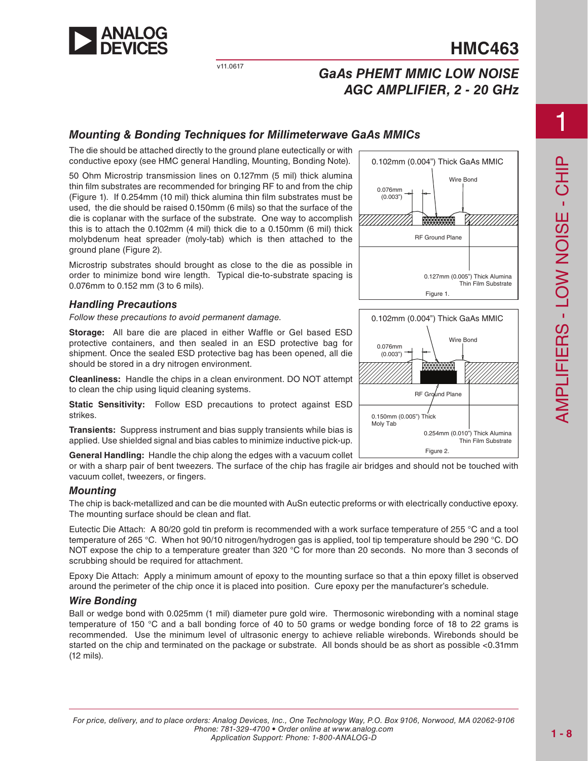## Mounting & Bonding Techniques for Millimeterwave GaAs MMICs

The die should be attached directly to the ground plane eutectically or with conductive epoxy (see HMC general Handling, Mounting, Bonding Note).

50 Ohm Microstrip transmission lines on 0.127mm (5 mil) thick alumina thin film substrates are recommended for bringing RF to and from the chip (Figure 1). If 0.254mm (10 mil) thick alumina thin film substrates must be used, the die should be raised 0.150mm (6 mils) so that the surface of the die is coplanar with the surface of the substrate. One way to accomplish this is to attach the 0.102mm (4 mil) thick die to a 0.150mm (6 mil) thick molybdenum heat spreader (moly-tab) which is then attached to the ground plane (Figure 2).

Microstrip substrates should brought as close to the die as possible in order to minimize bond wire length. Typical die-to-substrate spacing is 0.076mm to 0.152 mm (3 to 6 mils).

0.102mm (0.004") Thick GaAs MMIC

Wire Bond

0.076mm (0.003")

RF Ground Plane

0.127mm (0.005") Thick Alumina Thin Film Substrate

Figure 1.

0.102mm (0.004") Thick GaAs MMIC

Wire Bond

0.076mm (0.003")

RF Ground Plane

0.150mm (0.005") Thick Moly Tab

0.254mm (0.010") Thick Alumina Thin Film Substrate

Figure 2.

### Handling Precautions

*Follow these precautions to avoid permanent damage.*

**Storage:** All bare die are placed in either Waffle or Gel based ESD protective containers, and then sealed in an ESD protective bag for shipment. Once the sealed ESD protective bag has been opened, all die should be stored in a dry nitrogen environment.

**Cleanliness:** Handle the chips in a clean environment. DO NOT attempt to clean the chip using liquid cleaning systems.

**Static Sensitivity:** Follow ESD precautions to protect against ESD strikes.

**Transients:** Suppress instrument and bias supply transients while bias is applied. Use shielded signal and bias cables to minimize inductive pick-up.

**General Handling:** Handle the chip along the edges with a vacuum collet or with a sharp pair of bent tweezers. The surface of the chip has fragile air bridges and should not be touched with vacuum collet, tweezers, or fingers.

### Mounting

The chip is back-metallized and can be die mounted with AuSn eutectic preforms or with electrically conductive epoxy. The mounting surface should be clean and flat.

Eutectic Die Attach: A 80/20 gold tin preform is recommended with a work surface temperature of 255 °C and a tool temperature of 265 °C. When hot 90/10 nitrogen/hydrogen gas is applied, tool tip temperature should be 290 °C. DO NOT expose the chip to a temperature greater than 320 °C for more than 20 seconds. No more than 3 seconds of scrubbing should be required for attachment.

Epoxy Die Attach: Apply a minimum amount of epoxy to the mounting surface so that a thin epoxy fillet is observed around the perimeter of the chip once it is placed into position. Cure epoxy per the manufacturer's schedule.

### Wire Bonding

Ball or wedge bond with 0.025mm (1 mil) diameter pure gold wire. Thermosonic wirebonding with a nominal stage temperature of 150 °C and a ball bonding force of 40 to 50 grams or wedge bonding force of 18 to 22 grams is recommended. Use the minimum level of ultrasonic energy to achieve reliable wirebonds. Wirebonds should be started on the chip and terminated on the package or substrate. All bonds should be as short as possible <0.31mm (12 mils).